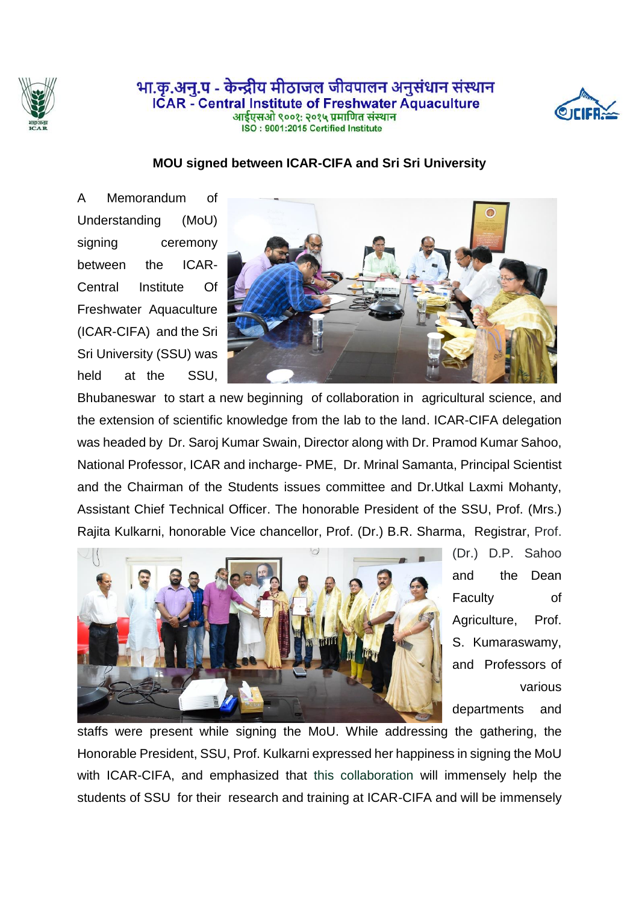भा.कृ.अनु.प - केन्द्रीय मीठाजल जीवपालन अनुसंधान संस्थान
ICAR - Central Institute of Freshwater Aquaculture
आईएसओ ९००१: २०१५ प्रमाणित संस्थान
ISO : 9001:2015 Certified Institute

## MOU signed between ICAR-CIFA and Sri Sri University

A Memorandum of Understanding (MoU) signing ceremony between the ICAR-Central Institute Of Freshwater Aquaculture (ICAR-CIFA) and the Sri Sri University (SSU) was held at the SSU, Bhubaneswar to start a new beginning of collaboration in agricultural science, and the extension of scientific knowledge from the lab to the land. ICAR-CIFA delegation was headed by Dr. Saroj Kumar Swain, Director along with Dr. Pramod Kumar Sahoo, National Professor, ICAR and incharge- PME, Dr. Mrinal Samanta, Principal Scientist and the Chairman of the Students issues committee and Dr.Utkal Laxmi Mohanty, Assistant Chief Technical Officer. The honorable President of the SSU, Prof. (Mrs.) Rajita Kulkarni, honorable Vice chancellor, Prof. (Dr.) B.R. Sharma, Registrar, Prof. (Dr.) D.P. Sahoo and the Dean Faculty of Agriculture, Prof. S. Kumaraswamy, and Professors of various departments and staffs were present while signing the MoU. While addressing the gathering, the Honorable President, SSU, Prof. Kulkarni expressed her happiness in signing the MoU with ICAR-CIFA, and emphasized that this collaboration will immensely help the students of SSU for their research and training at ICAR-CIFA and will be immensely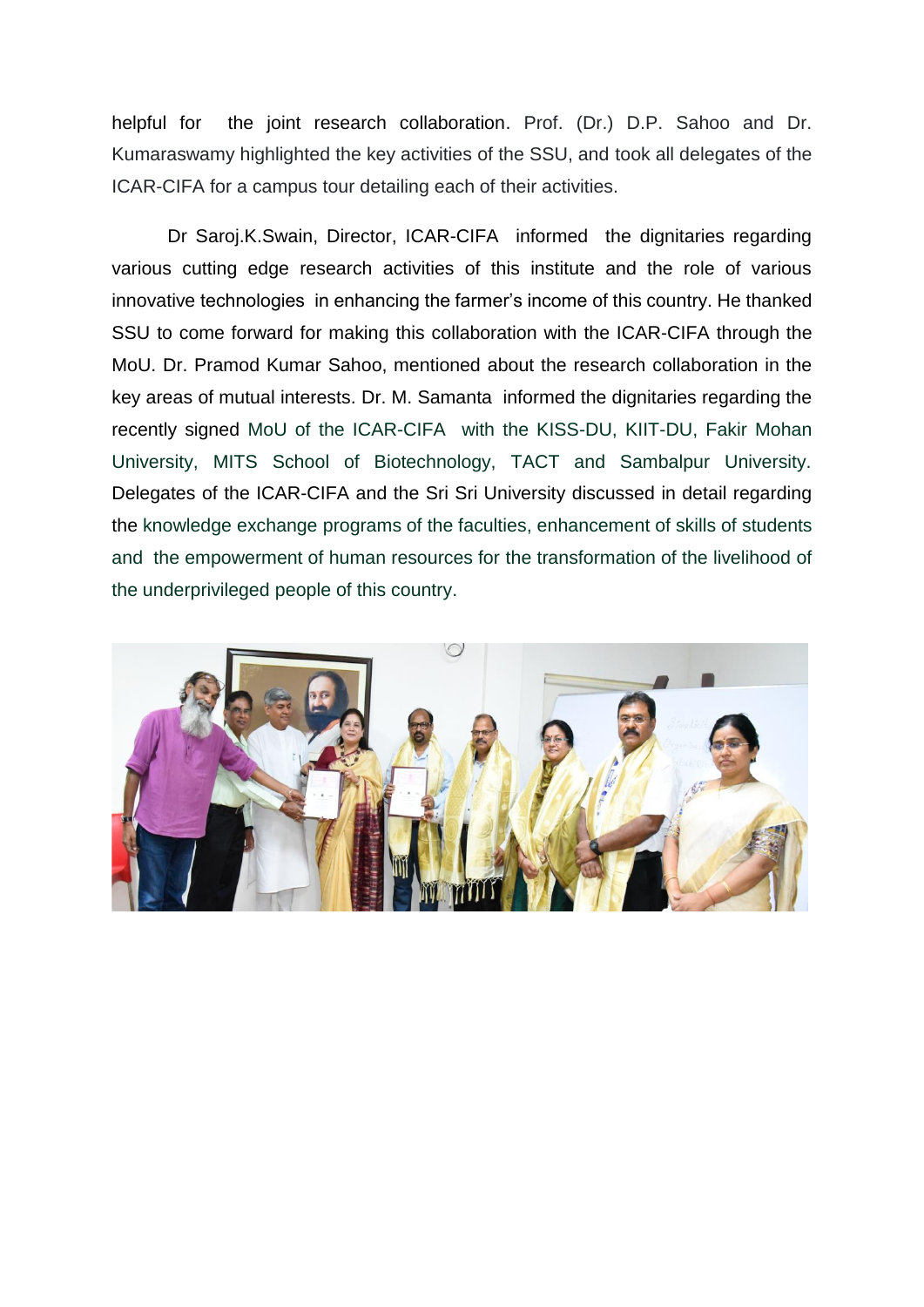helpful for the joint research collaboration. Prof. (Dr.) D.P. Sahoo and Dr. Kumaraswamy highlighted the key activities of the SSU, and took all delegates of the ICAR-CIFA for a campus tour detailing each of their activities.

Dr Saroj.K.Swain, Director, ICAR-CIFA informed the dignitaries regarding various cutting edge research activities of this institute and the role of various innovative technologies in enhancing the farmer's income of this country. He thanked SSU to come forward for making this collaboration with the ICAR-CIFA through the MoU. Dr. Pramod Kumar Sahoo, mentioned about the research collaboration in the key areas of mutual interests. Dr. M. Samanta informed the dignitaries regarding the recently signed MoU of the ICAR-CIFA with the KISS-DU, KIIT-DU, Fakir Mohan University, MITS School of Biotechnology, TACT and Sambalpur University. Delegates of the ICAR-CIFA and the Sri Sri University discussed in detail regarding the knowledge exchange programs of the faculties, enhancement of skills of students and the empowerment of human resources for the transformation of the livelihood of the underprivileged people of this country.